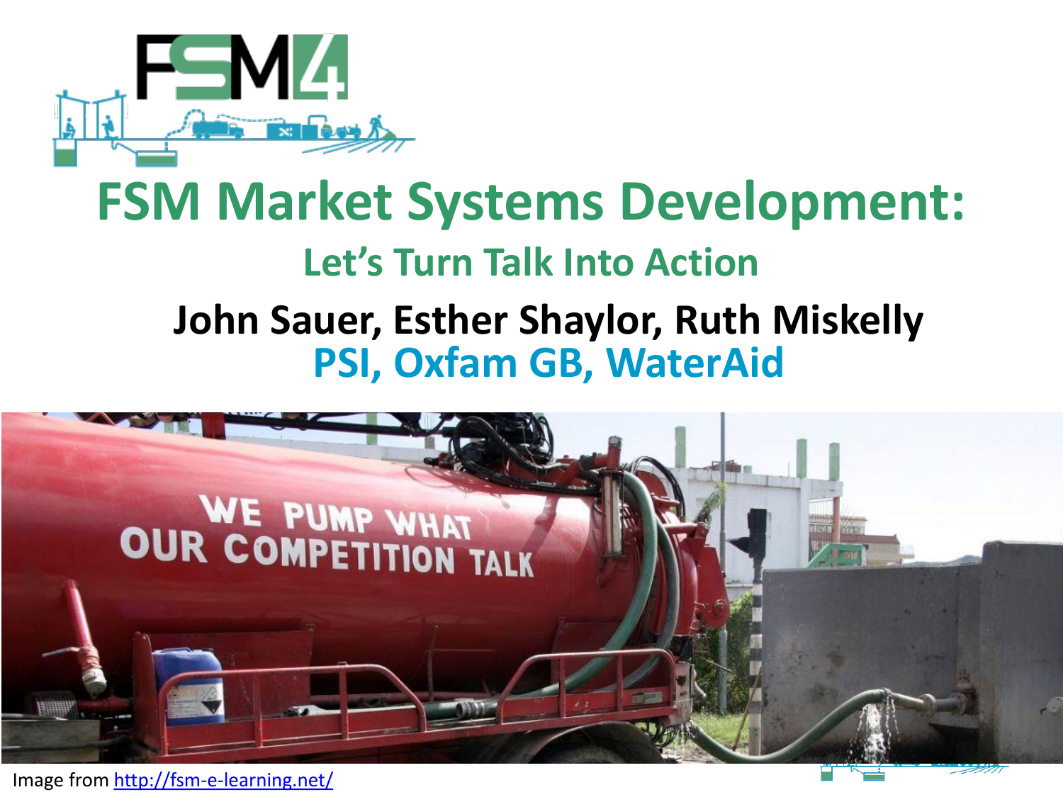# FSM Market Systems Development:

## Let's Turn Talk Into Action

**John Sauer, Esther Shaylor, Ruth Miskelly**

**PSI, Oxfam GB, WaterAid**

Image from http://fsm-e-learning.net/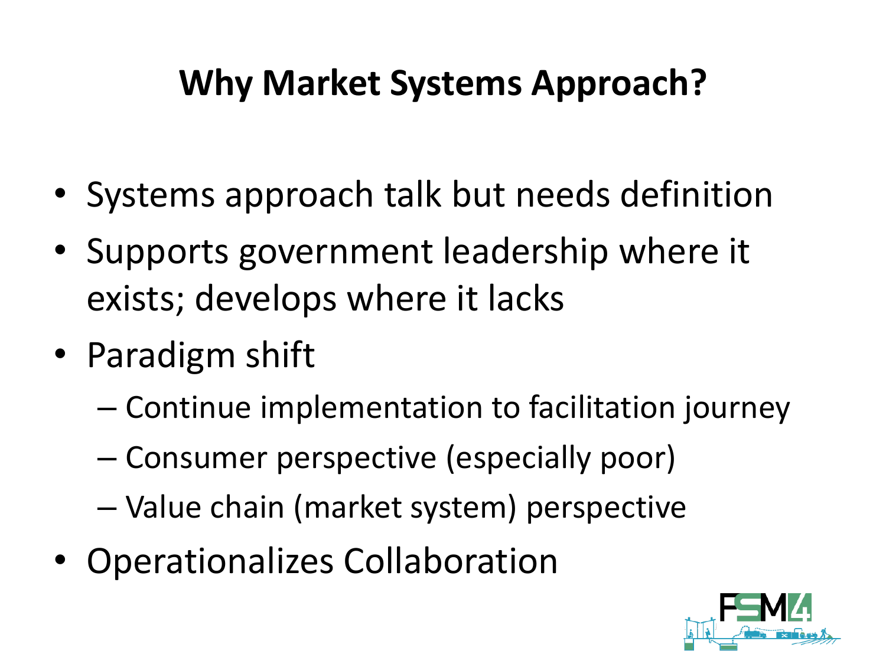# Why Market Systems Approach?

- Systems approach talk but needs definition
- Supports government leadership where it exists; develops where it lacks
- Paradigm shift
  - Continue implementation to facilitation journey
  - Consumer perspective (especially poor)
  - Value chain (market system) perspective
- Operationalizes Collaboration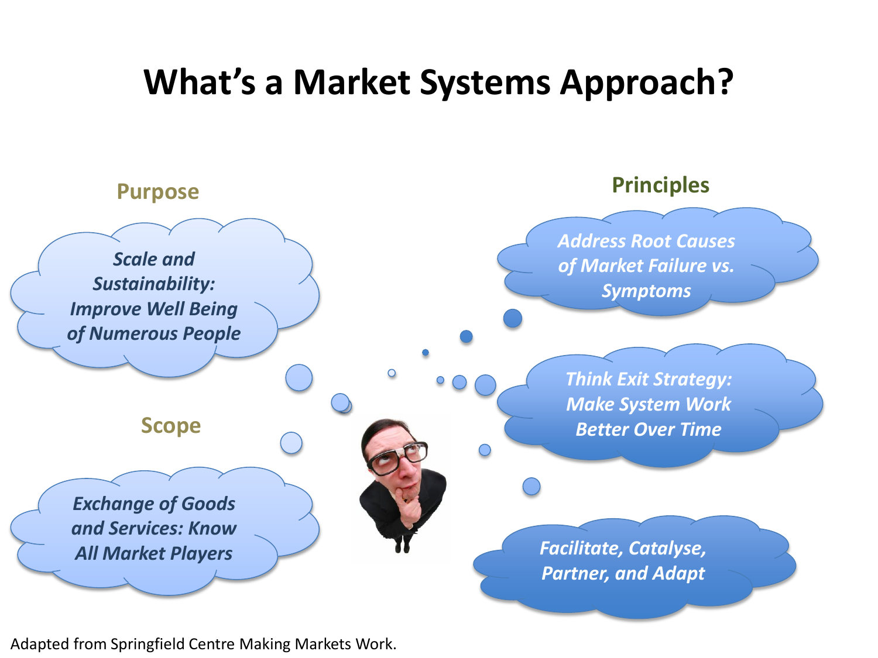# What's a Market Systems Approach?

## Purpose

*Scale and Sustainability: Improve Well Being of Numerous People*

## Scope

*Exchange of Goods and Services: Know All Market Players*

## Principles

*Address Root Causes of Market Failure vs. Symptoms*

*Think Exit Strategy: Make System Work Better Over Time*

*Facilitate, Catalyse, Partner, and Adapt*

Adapted from Springfield Centre Making Markets Work.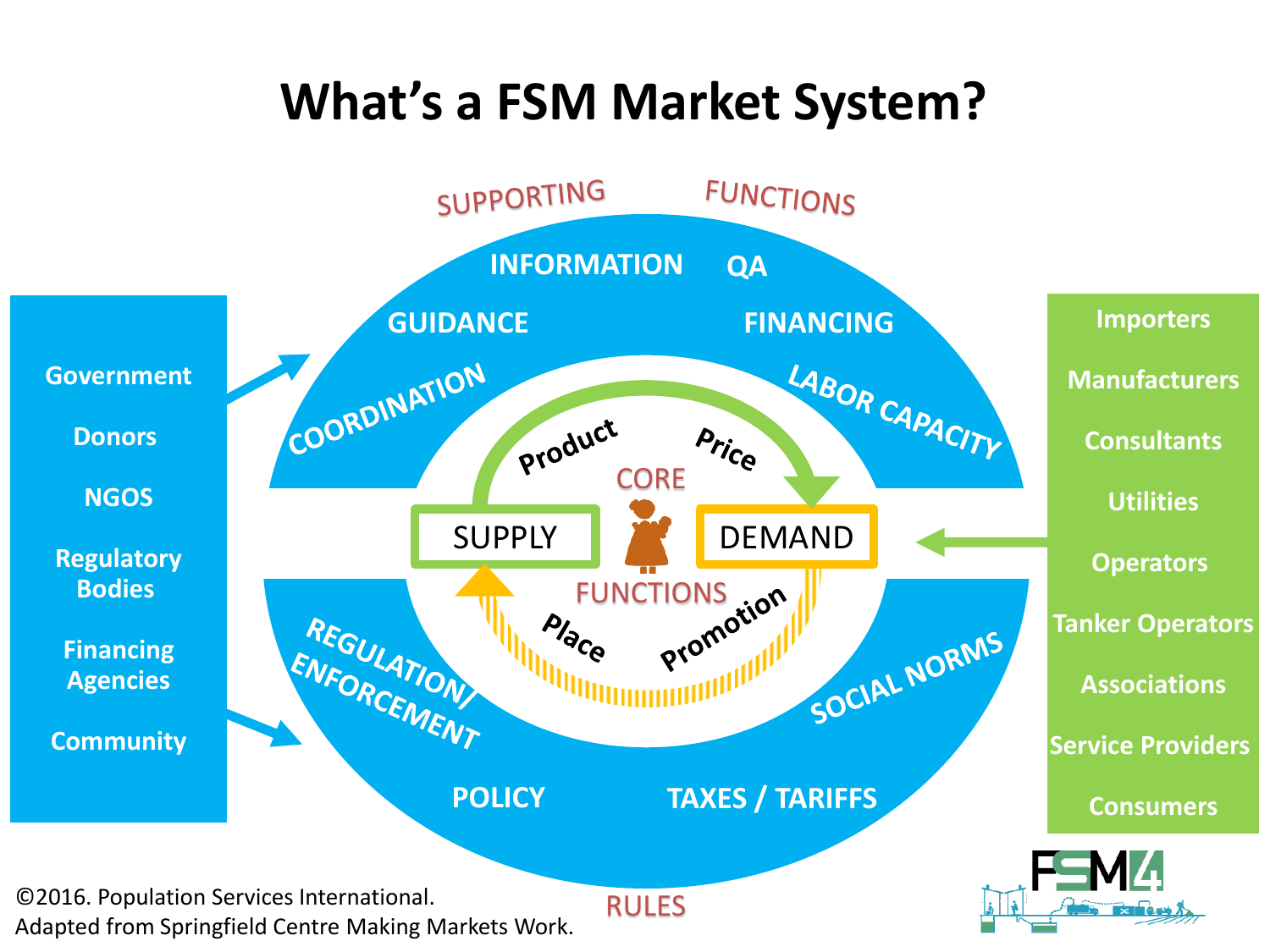# What's a FSM Market System?

SUPPORTING FUNCTIONS

INFORMATION
QA
GUIDANCE
FINANCING
COORDINATION
LABOR CAPACITY

CORE FUNCTIONS

SUPPLY
DEMAND
Product
Price
Place
Promotion

REGULATION/ ENFORCEMENT
SOCIAL NORMS
POLICY
TAXES / TARIFFS

RULES

- Government
- Donors
- NGOS
- Regulatory Bodies
- Financing Agencies
- Community

- Importers
- Manufacturers
- Consultants
- Utilities
- Operators
- Tanker Operators
- Associations
- Service Providers
- Consumers

©2016. Population Services International.
Adapted from Springfield Centre Making Markets Work.

FSM4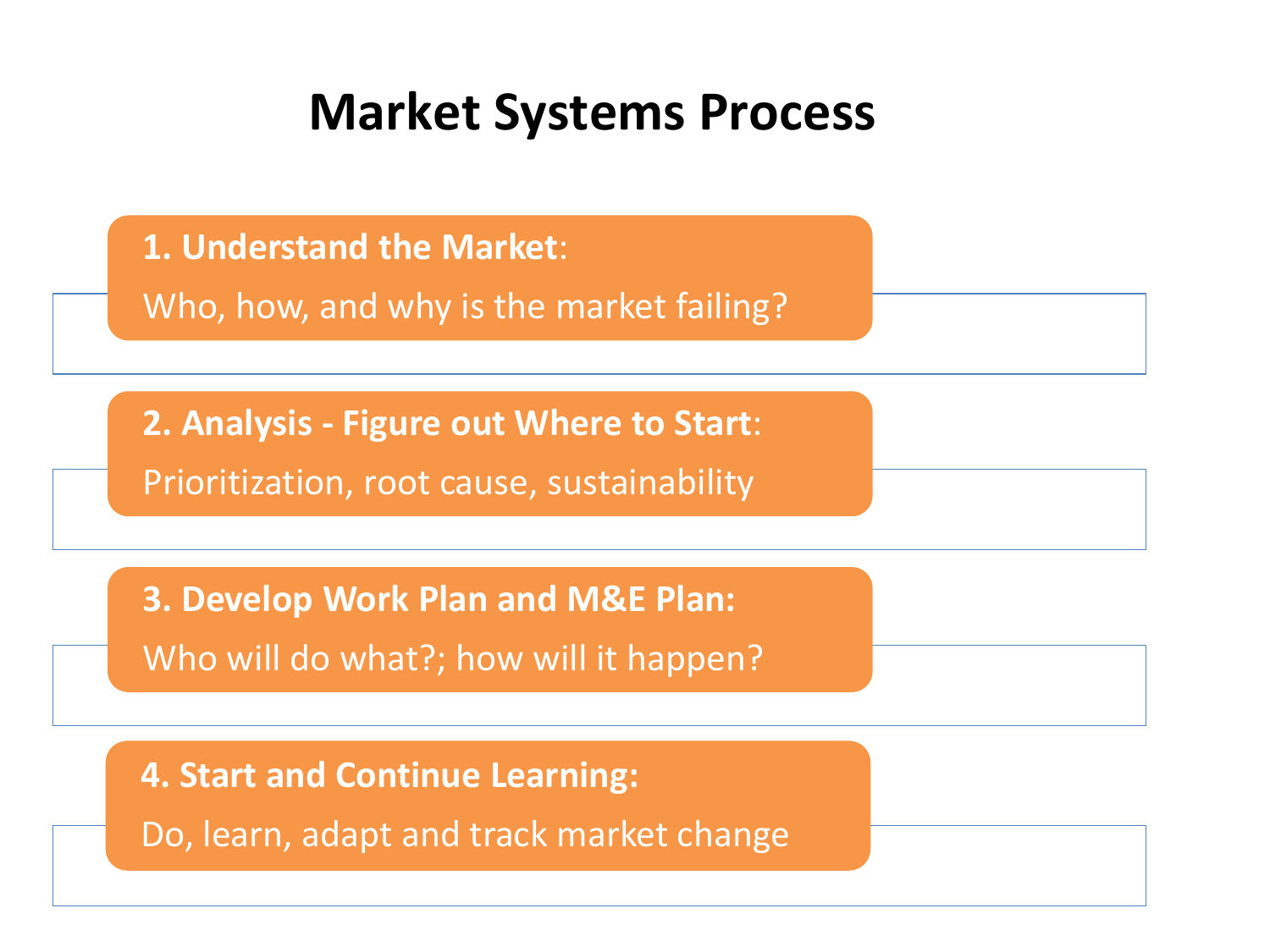# Market Systems Process

**1. Understand the Market**:

Who, how, and why is the market failing?

**2. Analysis - Figure out Where to Start**:

Prioritization, root cause, sustainability

**3. Develop Work Plan and M&E Plan:**

Who will do what?; how will it happen?

**4. Start and Continue Learning:**

Do, learn, adapt and track market change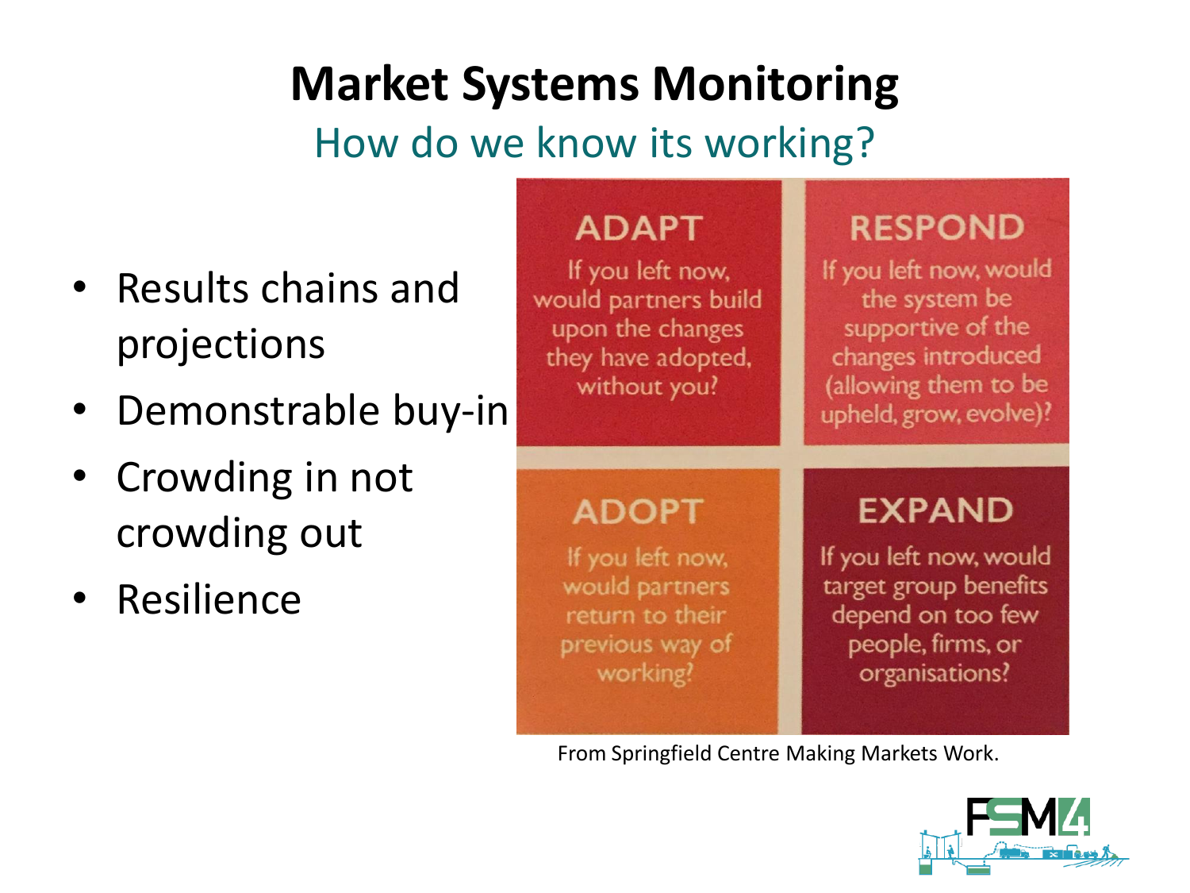# Market Systems Monitoring

## How do we know its working?

- Results chains and projections
- Demonstrable buy-in
- Crowding in not crowding out
- Resilience

| **ADAPT** | **RESPOND** |
|---|---|
| If you left now, would partners build upon the changes they have adopted, without you? | If you left now, would the system be supportive of the changes introduced (allowing them to be upheld, grow, evolve)? |
| **ADOPT** | **EXPAND** |
| If you left now, would partners return to their previous way of working? | If you left now, would target group benefits depend on too few people, firms, or organisations? |

From Springfield Centre Making Markets Work.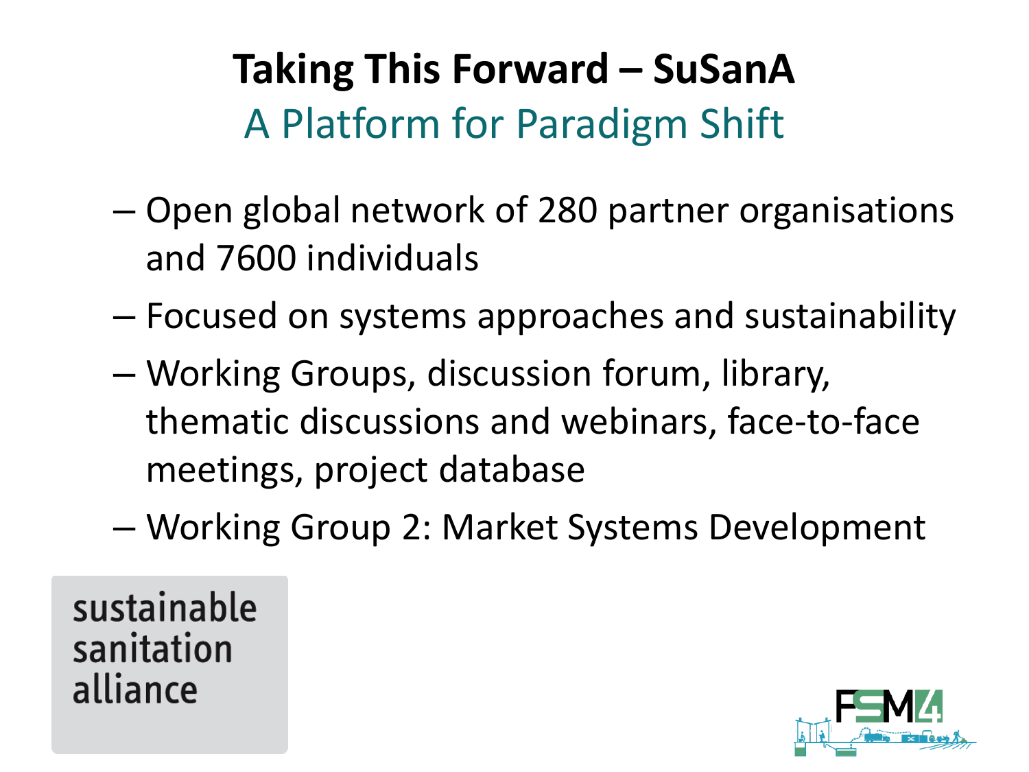# Taking This Forward – SuSanA

## A Platform for Paradigm Shift

- Open global network of 280 partner organisations and 7600 individuals
- Focused on systems approaches and sustainability
- Working Groups, discussion forum, library, thematic discussions and webinars, face-to-face meetings, project database
- Working Group 2: Market Systems Development

sustainable sanitation alliance

FSM4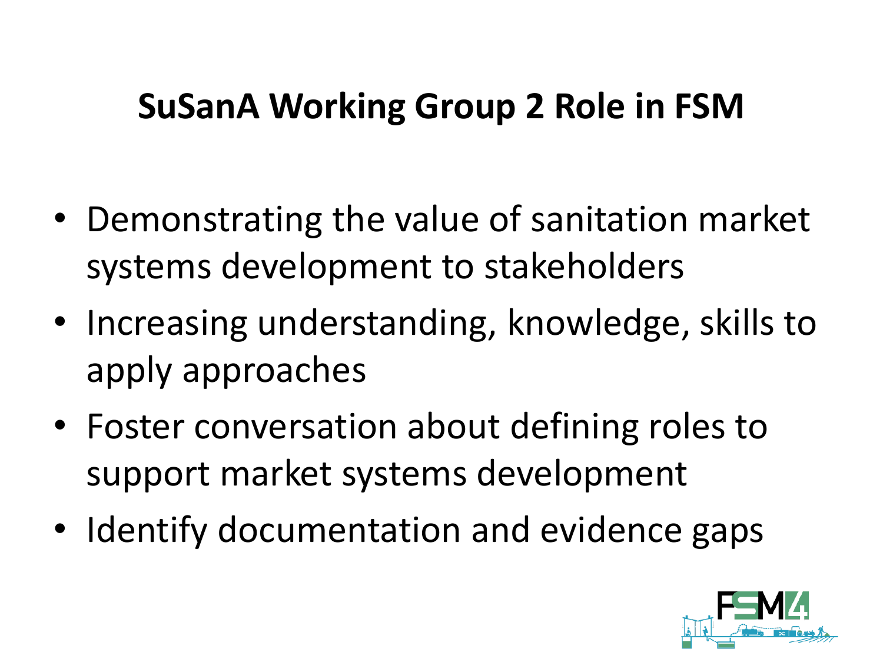# SuSanA Working Group 2 Role in FSM

- Demonstrating the value of sanitation market systems development to stakeholders
- Increasing understanding, knowledge, skills to apply approaches
- Foster conversation about defining roles to support market systems development
- Identify documentation and evidence gaps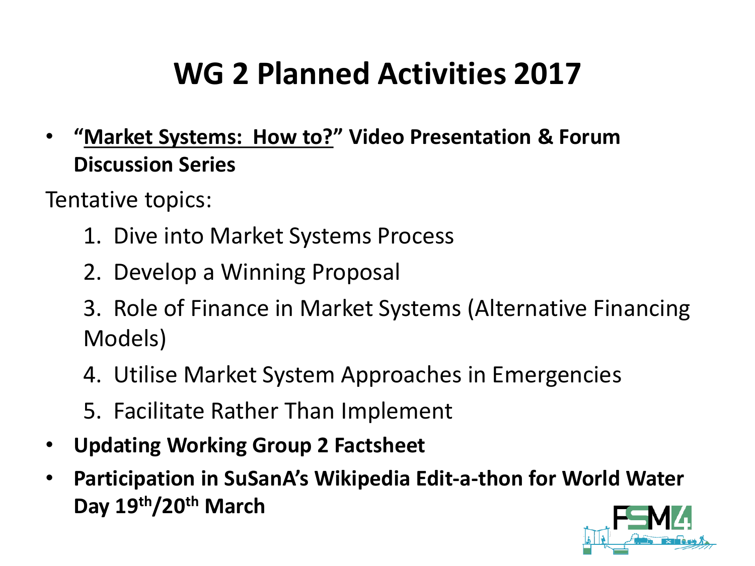# WG 2 Planned Activities 2017

- **"Market Systems: How to?" Video Presentation & Forum Discussion Series**

Tentative topics:

1. Dive into Market Systems Process
2. Develop a Winning Proposal
3. Role of Finance in Market Systems (Alternative Financing Models)
4. Utilise Market System Approaches in Emergencies
5. Facilitate Rather Than Implement

- **Updating Working Group 2 Factsheet**
- **Participation in SuSanA's Wikipedia Edit-a-thon for World Water Day 19th/20th March**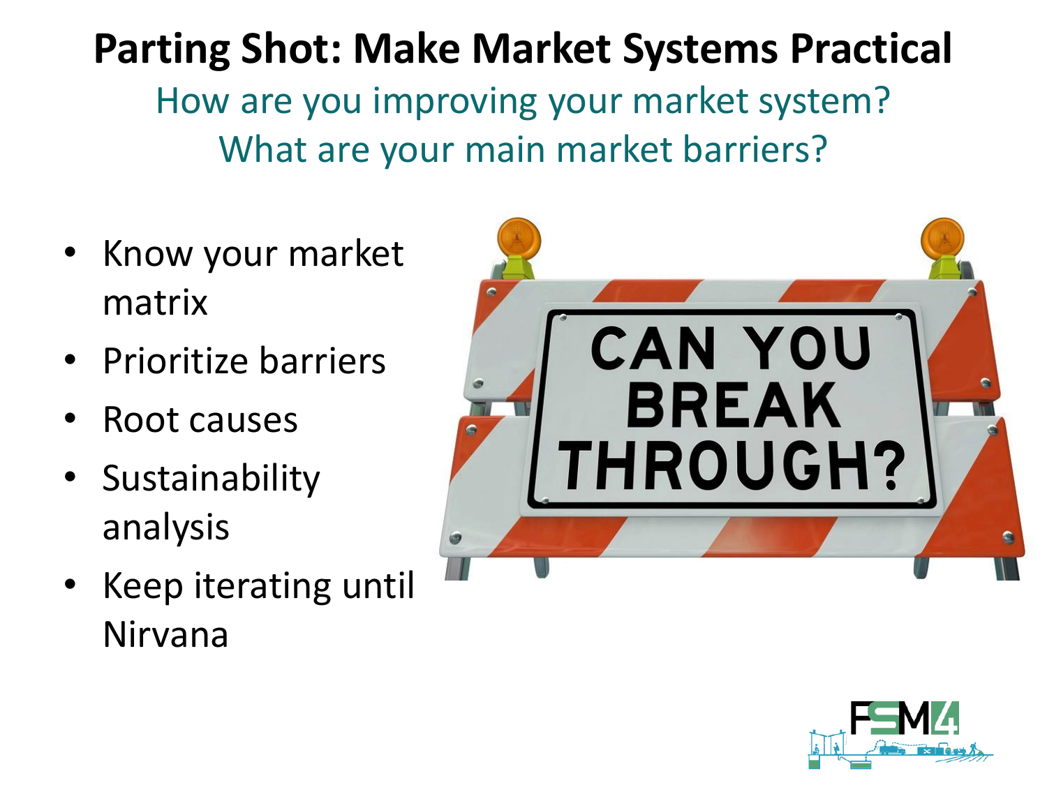# Parting Shot: Make Market Systems Practical

How are you improving your market system?
What are your main market barriers?

- Know your market matrix
- Prioritize barriers
- Root causes
- Sustainability analysis
- Keep iterating until Nirvana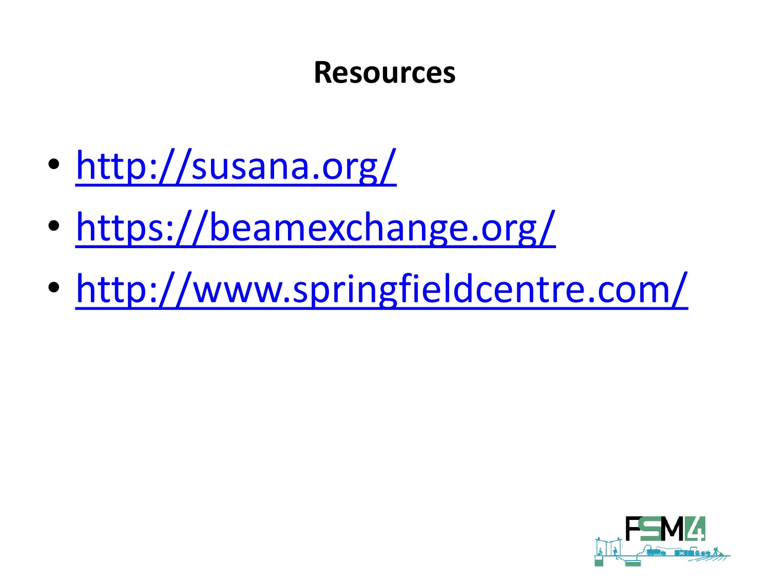# Resources

- http://susana.org/
- https://beamexchange.org/
- http://www.springfieldcentre.com/